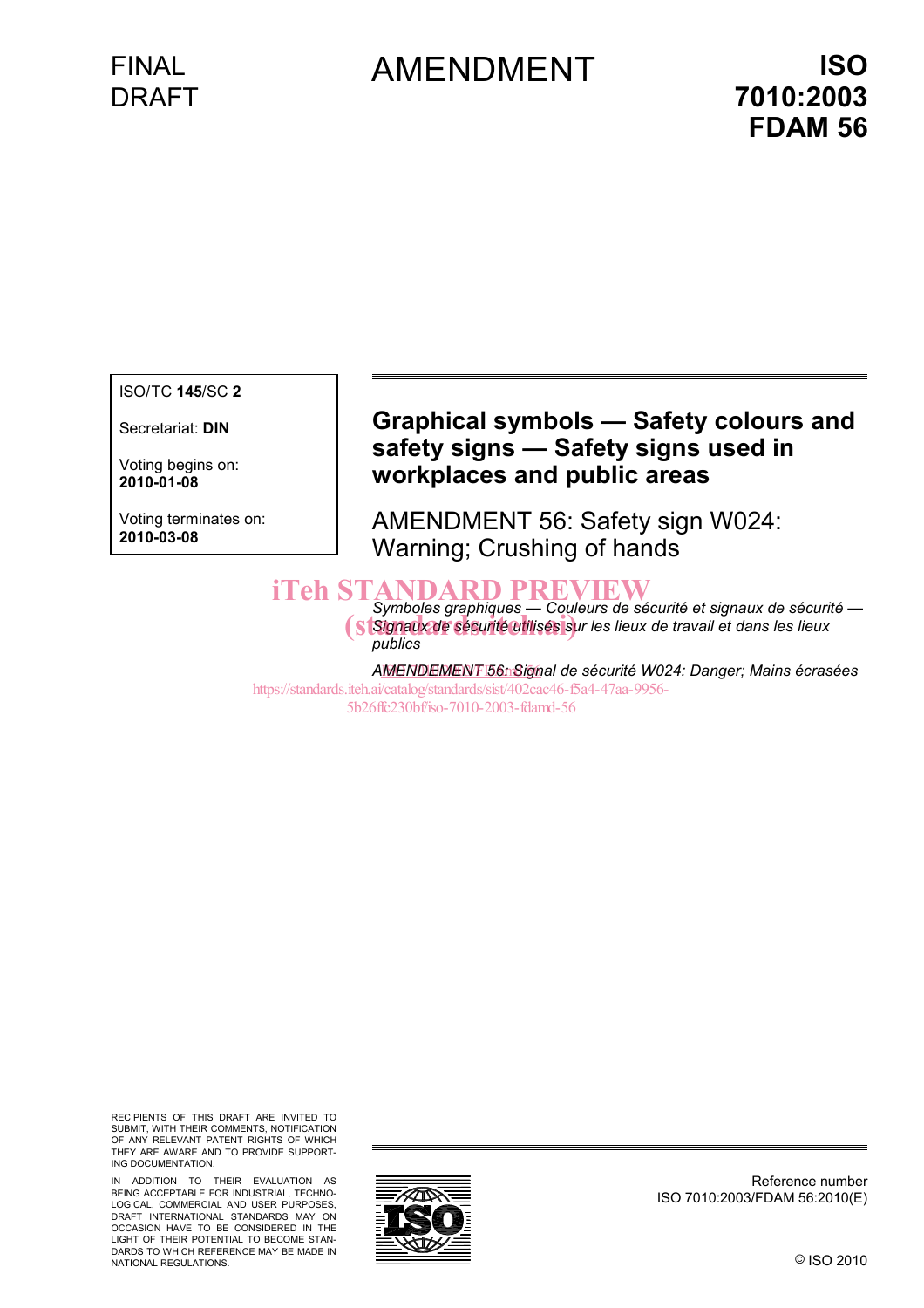FINAL DRAFT

# AMENDMENT

**ISO 7010:2003 FDAM 56**

ISO/TC **145**/SC **2**

Secretariat: **DIN**

Voting begins on:
**2010-01-08**

Voting terminates on:
**2010-03-08**

## Graphical symbols — Safety colours and safety signs — Safety signs used in workplaces and public areas

AMENDMENT 56: Safety sign W024: Warning; Crushing of hands

iTeh STANDARD PREVIEW
(standards.iteh.ai)

*Symboles graphiques — Couleurs de sécurité et signaux de sécurité — Signaux de sécurité utilisés sur les lieux de travail et dans les lieux publics*

*AMENDEMENT 56: Signal de sécurité W024: Danger; Mains écrasées*

https://standards.iteh.ai/catalog/standards/sist/402cac46-f5a4-47aa-9956-5b26ffc230bf/iso-7010-2003-fdamd-56

RECIPIENTS OF THIS DRAFT ARE INVITED TO SUBMIT, WITH THEIR COMMENTS, NOTIFICATION OF ANY RELEVANT PATENT RIGHTS OF WHICH THEY ARE AWARE AND TO PROVIDE SUPPORTING DOCUMENTATION.

IN ADDITION TO THEIR EVALUATION AS BEING ACCEPTABLE FOR INDUSTRIAL, TECHNOLOGICAL, COMMERCIAL AND USER PURPOSES, DRAFT INTERNATIONAL STANDARDS MAY ON OCCASION HAVE TO BE CONSIDERED IN THE LIGHT OF THEIR POTENTIAL TO BECOME STANDARDS TO WHICH REFERENCE MAY BE MADE IN NATIONAL REGULATIONS.

Reference number
ISO 7010:2003/FDAM 56:2010(E)

© ISO 2010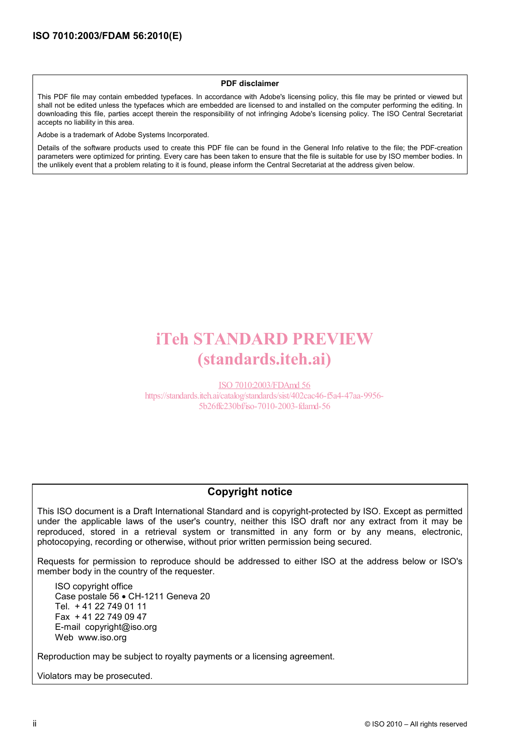**PDF disclaimer**

This PDF file may contain embedded typefaces. In accordance with Adobe's licensing policy, this file may be printed or viewed but shall not be edited unless the typefaces which are embedded are licensed to and installed on the computer performing the editing. In downloading this file, parties accept therein the responsibility of not infringing Adobe's licensing policy. The ISO Central Secretariat accepts no liability in this area.

Adobe is a trademark of Adobe Systems Incorporated.

Details of the software products used to create this PDF file can be found in the General Info relative to the file; the PDF-creation parameters were optimized for printing. Every care has been taken to ensure that the file is suitable for use by ISO member bodies. In the unlikely event that a problem relating to it is found, please inform the Central Secretariat at the address given below.

iTeh STANDARD PREVIEW
(standards.iteh.ai)

ISO 7010:2003/FDAmd 56
https://standards.iteh.ai/catalog/standards/sist/402cac46-f5a4-47aa-9956-5b26ffc230bf/iso-7010-2003-fdamd-56

## Copyright notice

This ISO document is a Draft International Standard and is copyright-protected by ISO. Except as permitted under the applicable laws of the user's country, neither this ISO draft nor any extract from it may be reproduced, stored in a retrieval system or transmitted in any form or by any means, electronic, photocopying, recording or otherwise, without prior written permission being secured.

Requests for permission to reproduce should be addressed to either ISO at the address below or ISO's member body in the country of the requester.

ISO copyright office
Case postale 56 • CH-1211 Geneva 20
Tel. + 41 22 749 01 11
Fax + 41 22 749 09 47
E-mail copyright@iso.org
Web www.iso.org

Reproduction may be subject to royalty payments or a licensing agreement.

Violators may be prosecuted.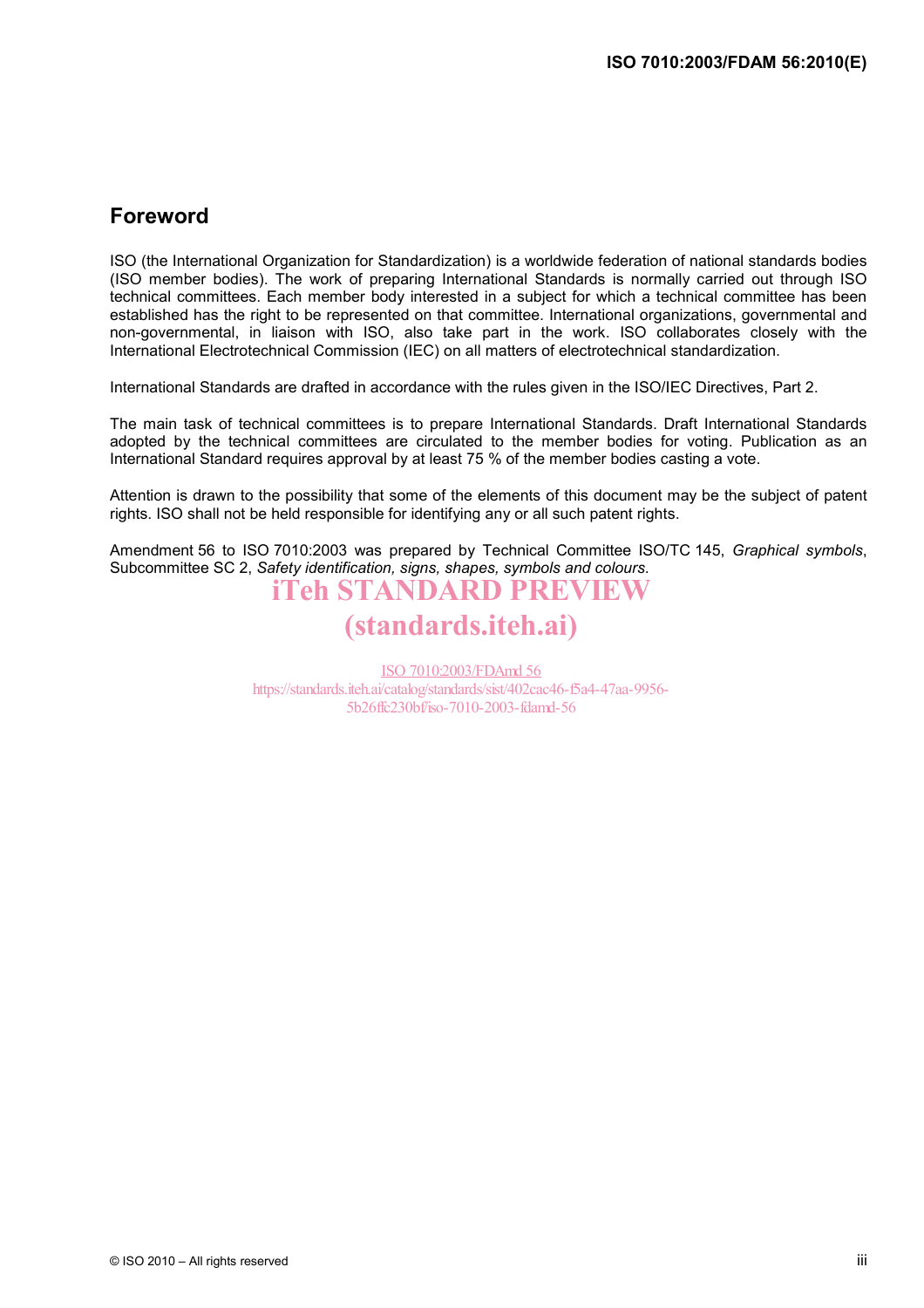## Foreword

ISO (the International Organization for Standardization) is a worldwide federation of national standards bodies (ISO member bodies). The work of preparing International Standards is normally carried out through ISO technical committees. Each member body interested in a subject for which a technical committee has been established has the right to be represented on that committee. International organizations, governmental and non-governmental, in liaison with ISO, also take part in the work. ISO collaborates closely with the International Electrotechnical Commission (IEC) on all matters of electrotechnical standardization.

International Standards are drafted in accordance with the rules given in the ISO/IEC Directives, Part 2.

The main task of technical committees is to prepare International Standards. Draft International Standards adopted by the technical committees are circulated to the member bodies for voting. Publication as an International Standard requires approval by at least 75 % of the member bodies casting a vote.

Attention is drawn to the possibility that some of the elements of this document may be the subject of patent rights. ISO shall not be held responsible for identifying any or all such patent rights.

Amendment 56 to ISO 7010:2003 was prepared by Technical Committee ISO/TC 145, *Graphical symbols*, Subcommittee SC 2, *Safety identification, signs, shapes, symbols and colours*.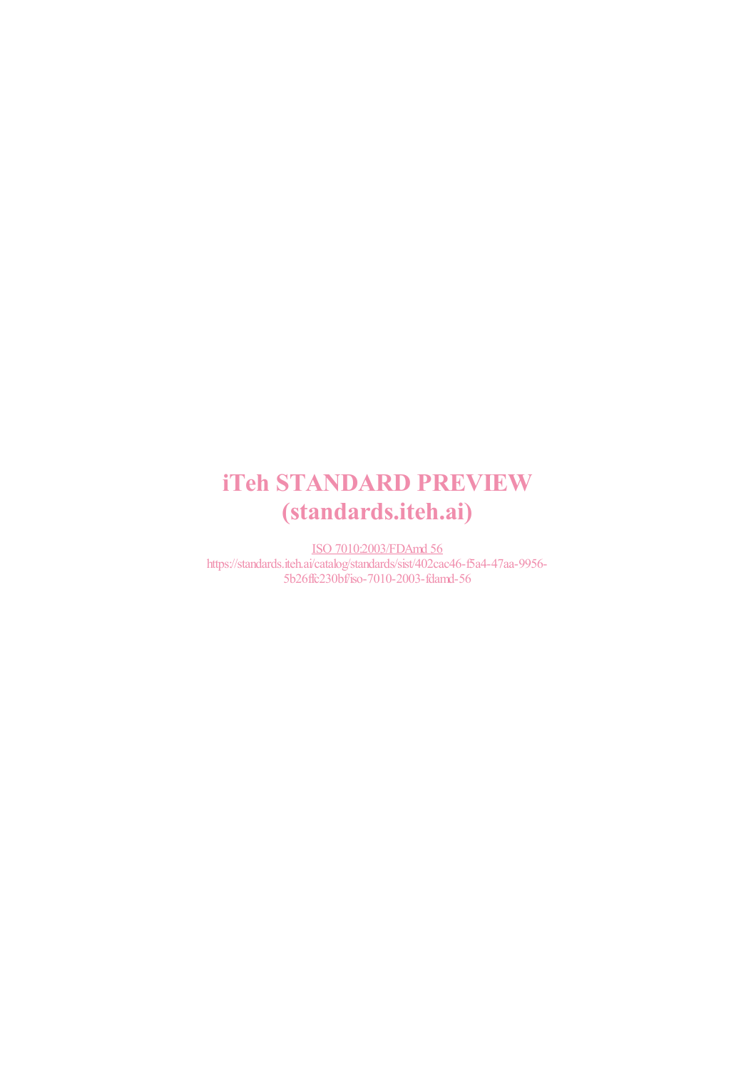iTeh STANDARD PREVIEW
(standards.iteh.ai)

ISO 7010:2003/FDAmd 56
https://standards.iteh.ai/catalog/standards/sist/402cac46-f5a4-47aa-9956-5b26ffc230bf/iso-7010-2003-fdamd-56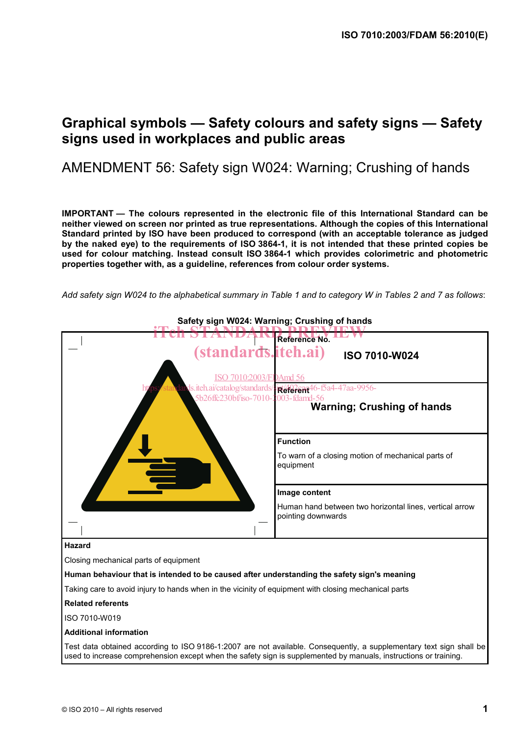# Graphical symbols — Safety colours and safety signs — Safety signs used in workplaces and public areas

## AMENDMENT 56: Safety sign W024: Warning; Crushing of hands

**IMPORTANT — The colours represented in the electronic file of this International Standard can be neither viewed on screen nor printed as true representations. Although the copies of this International Standard printed by ISO have been produced to correspond (with an acceptable tolerance as judged by the naked eye) to the requirements of ISO 3864-1, it is not intended that these printed copies be used for colour matching. Instead consult ISO 3864-1 which provides colorimetric and photometric properties together with, as a guideline, references from colour order systems.**

*Add safety sign W024 to the alphabetical summary in Table 1 and to category W in Tables 2 and 7 as follows*:

**Safety sign W024: Warning; Crushing of hands**

| | |
|---|---|
| | **Reference No.**<br>**ISO 7010-W024** |
| | **Referent**<br>**Warning; Crushing of hands** |
| | **Function**<br>To warn of a closing motion of mechanical parts of equipment |
| | **Image content**<br>Human hand between two horizontal lines, vertical arrow pointing downwards |
| **Hazard**<br>Closing mechanical parts of equipment<br>**Human behaviour that is intended to be caused after understanding the safety sign's meaning**<br>Taking care to avoid injury to hands when in the vicinity of equipment with closing mechanical parts<br>**Related referents**<br>ISO 7010-W019<br>**Additional information**<br>Test data obtained according to ISO 9186-1:2007 are not available. Consequently, a supplementary text sign shall be used to increase comprehension except when the safety sign is supplemented by manuals, instructions or training. | |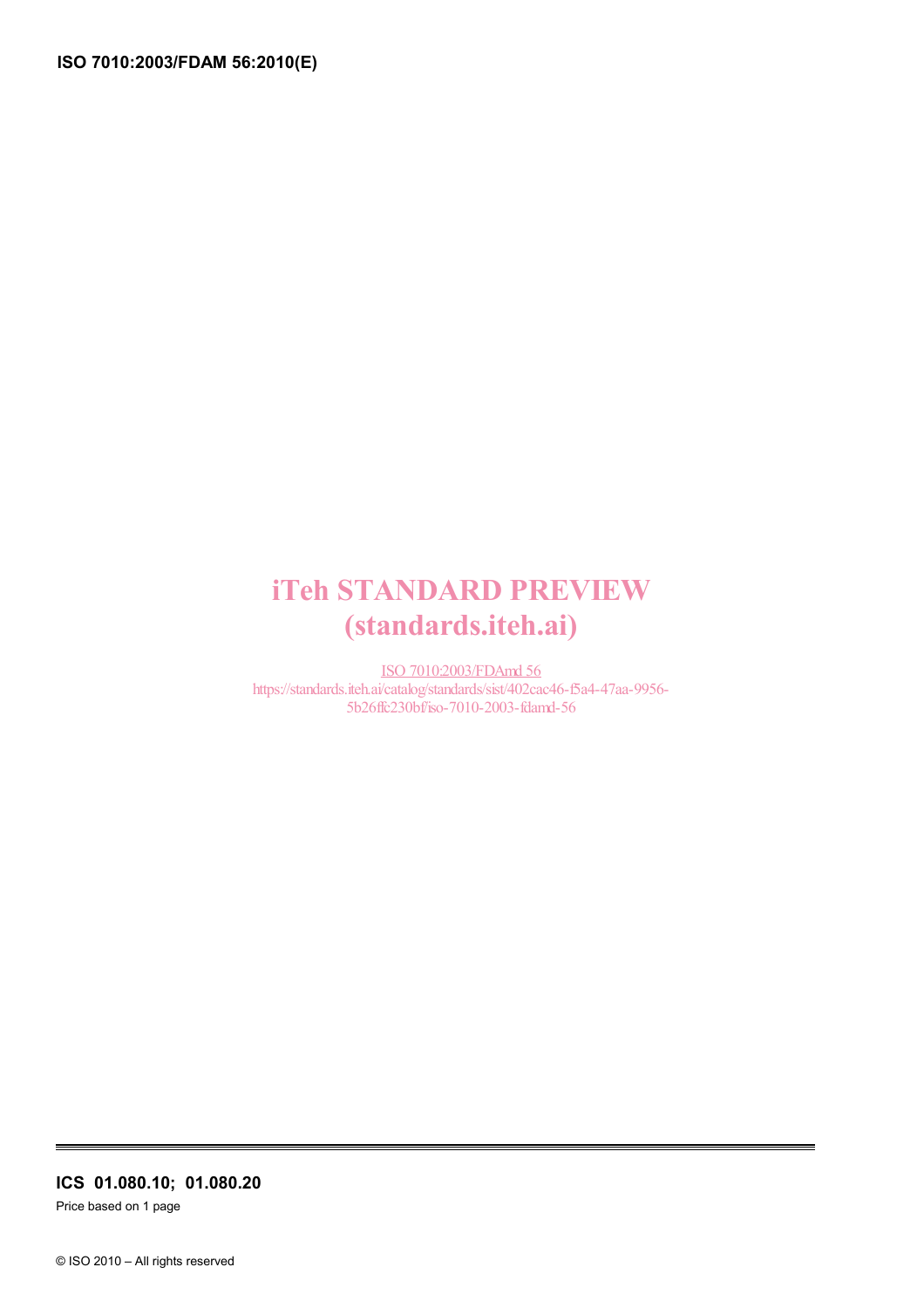ISO 7010:2003/FDAM 56:2010(E)

iTeh STANDARD PREVIEW
(standards.iteh.ai)

ISO 7010:2003/FDAmd 56
https://standards.iteh.ai/catalog/standards/sist/402cac46-f5a4-47aa-9956-5b26ffc230bf/iso-7010-2003-fdamd-56

**ICS 01.080.10; 01.080.20**

Price based on 1 page

© ISO 2010 – All rights reserved